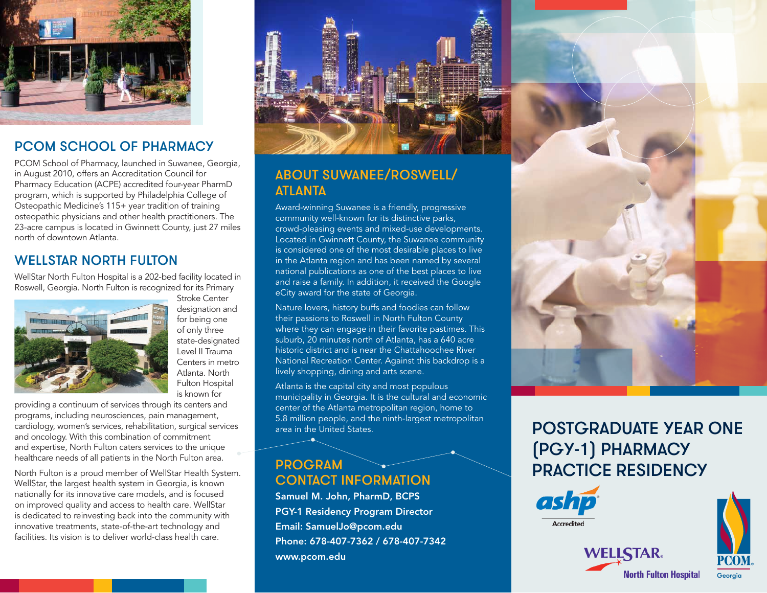## PCOM SCHOOL OF PHARMACY

PCOM School of Pharmacy, launched in Suwanee, Georgia, in August 2010, offers an Accreditation Council for Pharmacy Education (ACPE) accredited four-year PharmD program, which is supported by Philadelphia College of Osteopathic Medicine's 115+ year tradition of training osteopathic physicians and other health practitioners. The 23-acre campus is located in Gwinnett County, just 27 miles north of downtown Atlanta.

## WELLSTAR NORTH FULTON

WellStar North Fulton Hospital is a 202-bed facility located in Roswell, Georgia. North Fulton is recognized for its Primary Stroke Center designation and for being one of only three state-designated Level II Trauma Centers in metro Atlanta. North Fulton Hospital is known for providing a continuum of services through its centers and programs, including neurosciences, pain management, cardiology, women's services, rehabilitation, surgical services and oncology. With this combination of commitment and expertise, North Fulton caters services to the unique healthcare needs of all patients in the North Fulton area.

North Fulton is a proud member of WellStar Health System. WellStar, the largest health system in Georgia, is known nationally for its innovative care models, and is focused on improved quality and access to health care. WellStar is dedicated to reinvesting back into the community with innovative treatments, state-of-the-art technology and facilities. Its vision is to deliver world-class health care.

## ABOUT SUWANEE/ROSWELL/ ATLANTA

Award-winning Suwanee is a friendly, progressive community well-known for its distinctive parks, crowd-pleasing events and mixed-use developments. Located in Gwinnett County, the Suwanee community is considered one of the most desirable places to live in the Atlanta region and has been named by several national publications as one of the best places to live and raise a family. In addition, it received the Google eCity award for the state of Georgia.

Nature lovers, history buffs and foodies can follow their passions to Roswell in North Fulton County where they can engage in their favorite pastimes. This suburb, 20 minutes north of Atlanta, has a 640 acre historic district and is near the Chattahoochee River National Recreation Center. Against this backdrop is a lively shopping, dining and arts scene.

Atlanta is the capital city and most populous municipality in Georgia. It is the cultural and economic center of the Atlanta metropolitan region, home to 5.8 million people, and the ninth-largest metropolitan area in the United States.

## PROGRAM CONTACT INFORMATION

**Samuel M. John, PharmD, BCPS**
**PGY-1 Residency Program Director**
**Email: SamuelJo@pcom.edu**
**Phone: 678-407-7362 / 678-407-7342**
**www.pcom.edu**

# POSTGRADUATE YEAR ONE (PGY-1) PHARMACY PRACTICE RESIDENCY

ashp Accredited

WELLSTAR North Fulton Hospital

PCOM Georgia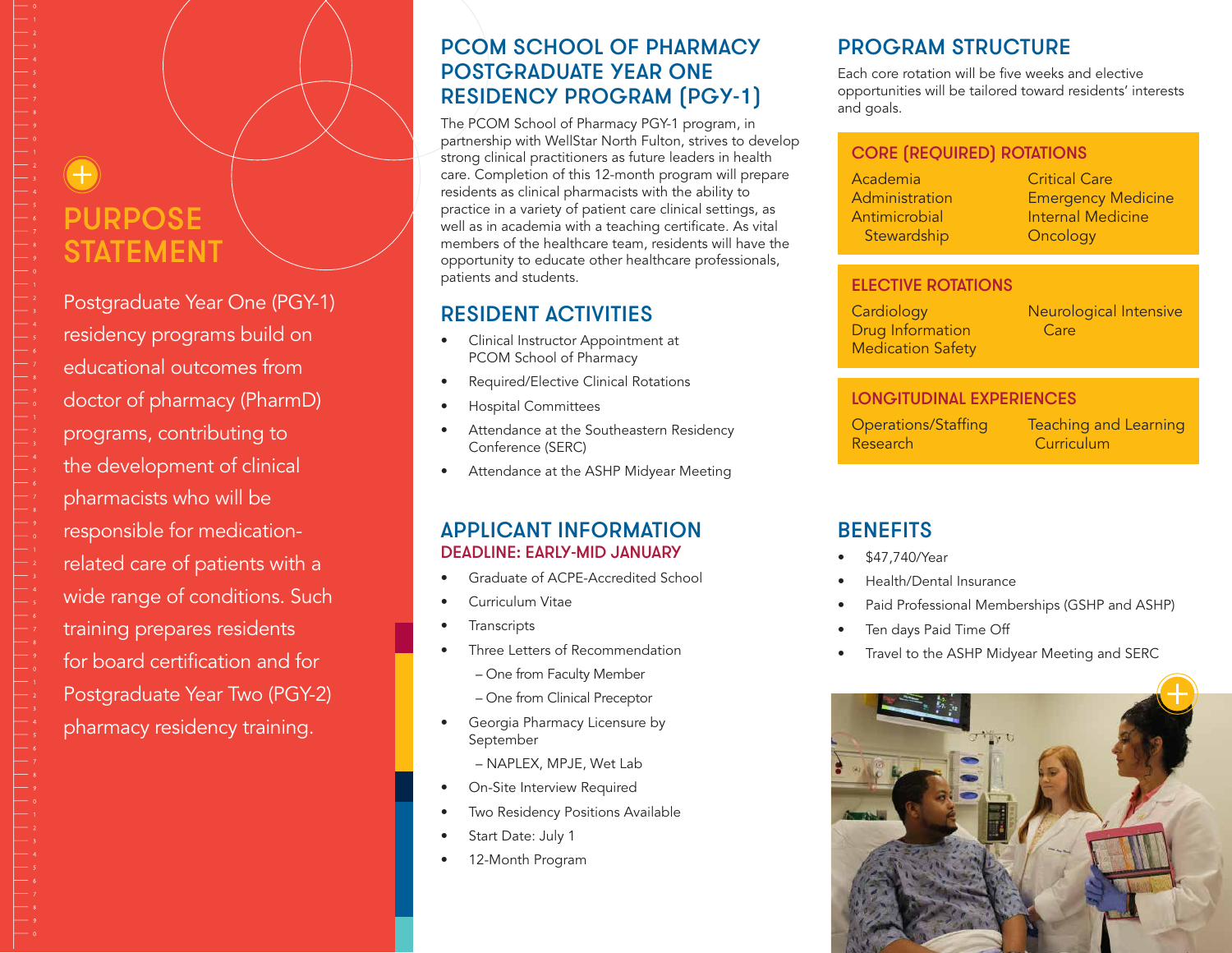## PURPOSE STATEMENT

Postgraduate Year One (PGY-1) residency programs build on educational outcomes from doctor of pharmacy (PharmD) programs, contributing to the development of clinical pharmacists who will be responsible for medication-related care of patients with a wide range of conditions. Such training prepares residents for board certification and for Postgraduate Year Two (PGY-2) pharmacy residency training.

## PCOM SCHOOL OF PHARMACY POSTGRADUATE YEAR ONE RESIDENCY PROGRAM (PGY-1)

The PCOM School of Pharmacy PGY-1 program, in partnership with WellStar North Fulton, strives to develop strong clinical practitioners as future leaders in health care. Completion of this 12-month program will prepare residents as clinical pharmacists with the ability to practice in a variety of patient care clinical settings, as well as in academia with a teaching certificate. As vital members of the healthcare team, residents will have the opportunity to educate other healthcare professionals, patients and students.

## RESIDENT ACTIVITIES

- Clinical Instructor Appointment at PCOM School of Pharmacy
- Required/Elective Clinical Rotations
- Hospital Committees
- Attendance at the Southeastern Residency Conference (SERC)
- Attendance at the ASHP Midyear Meeting

## APPLICANT INFORMATION

### DEADLINE: EARLY-MID JANUARY

- Graduate of ACPE-Accredited School
- Curriculum Vitae
- Transcripts
- Three Letters of Recommendation
  - One from Faculty Member
  - One from Clinical Preceptor
- Georgia Pharmacy Licensure by September
  - NAPLEX, MPJE, Wet Lab
- On-Site Interview Required
- Two Residency Positions Available
- Start Date: July 1
- 12-Month Program

## PROGRAM STRUCTURE

Each core rotation will be five weeks and elective opportunities will be tailored toward residents' interests and goals.

### CORE (REQUIRED) ROTATIONS

- Academia
- Administration
- Antimicrobial Stewardship
- Critical Care
- Emergency Medicine
- Internal Medicine
- Oncology

### ELECTIVE ROTATIONS

- Cardiology
- Drug Information
- Medication Safety
- Neurological Intensive Care

### LONGITUDINAL EXPERIENCES

- Operations/Staffing
- Research
- Teaching and Learning Curriculum

## BENEFITS

- $47,740/Year
- Health/Dental Insurance
- Paid Professional Memberships (GSHP and ASHP)
- Ten days Paid Time Off
- Travel to the ASHP Midyear Meeting and SERC